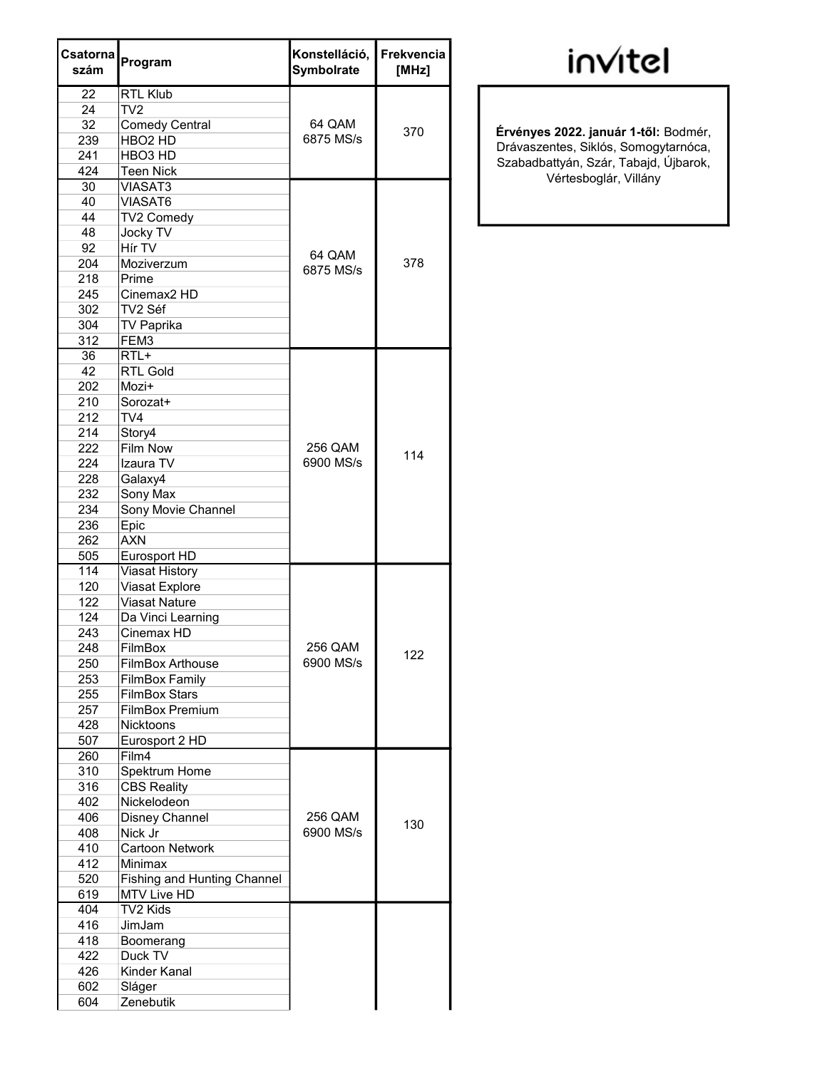invitel

**Érvényes 2022. január 1-től:** Bodmér, Drávaszentes, Siklós, Somogytarnóca, Szabadbattyán, Szár, Tabajd, Újbarok, Vértesboglár, Villány

| Csatorna szám | Program | Konstelláció, Symbolrate | Frekvencia [MHz] |
|---|---|---|---|
| 22 | RTL Klub | 64 QAM 6875 MS/s | 370 |
| 24 | TV2 | | |
| 32 | Comedy Central | | |
| 239 | HBO2 HD | | |
| 241 | HBO3 HD | | |
| 424 | Teen Nick | | |
| 30 | VIASAT3 | 64 QAM 6875 MS/s | 378 |
| 40 | VIASAT6 | | |
| 44 | TV2 Comedy | | |
| 48 | Jocky TV | | |
| 92 | Hír TV | | |
| 204 | Moziverzum | | |
| 218 | Prime | | |
| 245 | Cinemax2 HD | | |
| 302 | TV2 Séf | | |
| 304 | TV Paprika | | |
| 312 | FEM3 | | |
| 36 | RTL+ | 256 QAM 6900 MS/s | 114 |
| 42 | RTL Gold | | |
| 202 | Mozi+ | | |
| 210 | Sorozat+ | | |
| 212 | TV4 | | |
| 214 | Story4 | | |
| 222 | Film Now | | |
| 224 | Izaura TV | | |
| 228 | Galaxy4 | | |
| 232 | Sony Max | | |
| 234 | Sony Movie Channel | | |
| 236 | Epic | | |
| 262 | AXN | | |
| 505 | Eurosport HD | | |
| 114 | Viasat History | 256 QAM 6900 MS/s | 122 |
| 120 | Viasat Explore | | |
| 122 | Viasat Nature | | |
| 124 | Da Vinci Learning | | |
| 243 | Cinemax HD | | |
| 248 | FilmBox | | |
| 250 | FilmBox Arthouse | | |
| 253 | FilmBox Family | | |
| 255 | FilmBox Stars | | |
| 257 | FilmBox Premium | | |
| 428 | Nicktoons | | |
| 507 | Eurosport 2 HD | | |
| 260 | Film4 | 256 QAM 6900 MS/s | 130 |
| 310 | Spektrum Home | | |
| 316 | CBS Reality | | |
| 402 | Nickelodeon | | |
| 406 | Disney Channel | | |
| 408 | Nick Jr | | |
| 410 | Cartoon Network | | |
| 412 | Minimax | | |
| 520 | Fishing and Hunting Channel | | |
| 619 | MTV Live HD | | |
| 404 | TV2 Kids | | |
| 416 | JimJam | | |
| 418 | Boomerang | | |
| 422 | Duck TV | | |
| 426 | Kinder Kanal | | |
| 602 | Sláger | | |
| 604 | Zenebutik | | |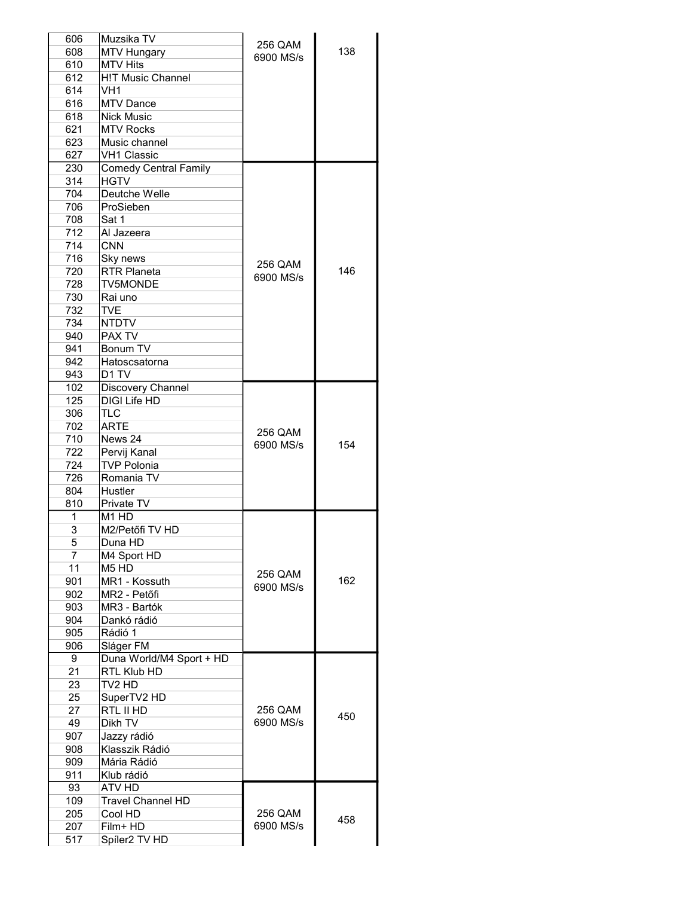| | | | |
|---|---|---|---|
| 606 | Muzsika TV | 256 QAM 6900 MS/s | 138 |
| 608 | MTV Hungary | | |
| 610 | MTV Hits | | |
| 612 | H!T Music Channel | | |
| 614 | VH1 | | |
| 616 | MTV Dance | | |
| 618 | Nick Music | | |
| 621 | MTV Rocks | | |
| 623 | Music channel | | |
| 627 | VH1 Classic | | |
| 230 | Comedy Central Family | 256 QAM 6900 MS/s | 146 |
| 314 | HGTV | | |
| 704 | Deutche Welle | | |
| 706 | ProSieben | | |
| 708 | Sat 1 | | |
| 712 | Al Jazeera | | |
| 714 | CNN | | |
| 716 | Sky news | | |
| 720 | RTR Planeta | | |
| 728 | TV5MONDE | | |
| 730 | Rai uno | | |
| 732 | TVE | | |
| 734 | NTDTV | | |
| 940 | PAX TV | | |
| 941 | Bonum TV | | |
| 942 | Hatoscsatorna | | |
| 943 | D1 TV | | |
| 102 | Discovery Channel | 256 QAM 6900 MS/s | 154 |
| 125 | DIGI Life HD | | |
| 306 | TLC | | |
| 702 | ARTE | | |
| 710 | News 24 | | |
| 722 | Pervij Kanal | | |
| 724 | TVP Polonia | | |
| 726 | Romania TV | | |
| 804 | Hustler | | |
| 810 | Private TV | | |
| 1 | M1 HD | 256 QAM 6900 MS/s | 162 |
| 3 | M2/Petőfi TV HD | | |
| 5 | Duna HD | | |
| 7 | M4 Sport HD | | |
| 11 | M5 HD | | |
| 901 | MR1 - Kossuth | | |
| 902 | MR2 - Petőfi | | |
| 903 | MR3 - Bartók | | |
| 904 | Dankó rádió | | |
| 905 | Rádió 1 | | |
| 906 | Sláger FM | | |
| 9 | Duna World/M4 Sport + HD | 256 QAM 6900 MS/s | 450 |
| 21 | RTL Klub HD | | |
| 23 | TV2 HD | | |
| 25 | SuperTV2 HD | | |
| 27 | RTL II HD | | |
| 49 | Dikh TV | | |
| 907 | Jazzy rádió | | |
| 908 | Klasszik Rádió | | |
| 909 | Mária Rádió | | |
| 911 | Klub rádió | | |
| 93 | ATV HD | 256 QAM 6900 MS/s | 458 |
| 109 | Travel Channel HD | | |
| 205 | Cool HD | | |
| 207 | Film+ HD | | |
| 517 | Spíler2 TV HD | | |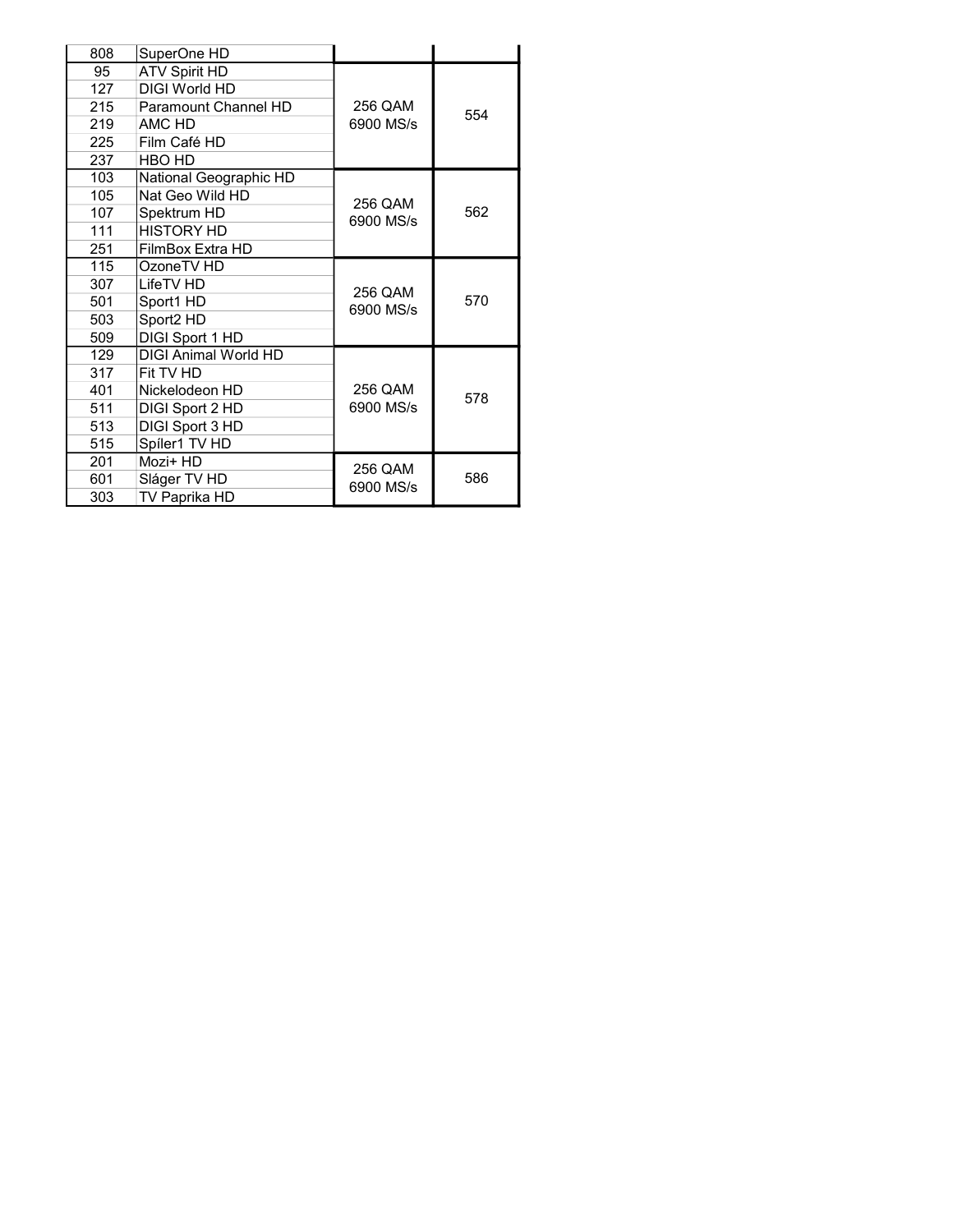| | | | |
|---|---|---|---|
| 808 | SuperOne HD | | |
| 95 | ATV Spirit HD | 256 QAM 6900 MS/s | 554 |
| 127 | DIGI World HD | | |
| 215 | Paramount Channel HD | | |
| 219 | AMC HD | | |
| 225 | Film Café HD | | |
| 237 | HBO HD | | |
| 103 | National Geographic HD | 256 QAM 6900 MS/s | 562 |
| 105 | Nat Geo Wild HD | | |
| 107 | Spektrum HD | | |
| 111 | HISTORY HD | | |
| 251 | FilmBox Extra HD | | |
| 115 | OzoneTV HD | 256 QAM 6900 MS/s | 570 |
| 307 | LifeTV HD | | |
| 501 | Sport1 HD | | |
| 503 | Sport2 HD | | |
| 509 | DIGI Sport 1 HD | | |
| 129 | DIGI Animal World HD | 256 QAM 6900 MS/s | 578 |
| 317 | Fit TV HD | | |
| 401 | Nickelodeon HD | | |
| 511 | DIGI Sport 2 HD | | |
| 513 | DIGI Sport 3 HD | | |
| 515 | Spíler1 TV HD | | |
| 201 | Mozi+ HD | 256 QAM 6900 MS/s | 586 |
| 601 | Sláger TV HD | | |
| 303 | TV Paprika HD | | |